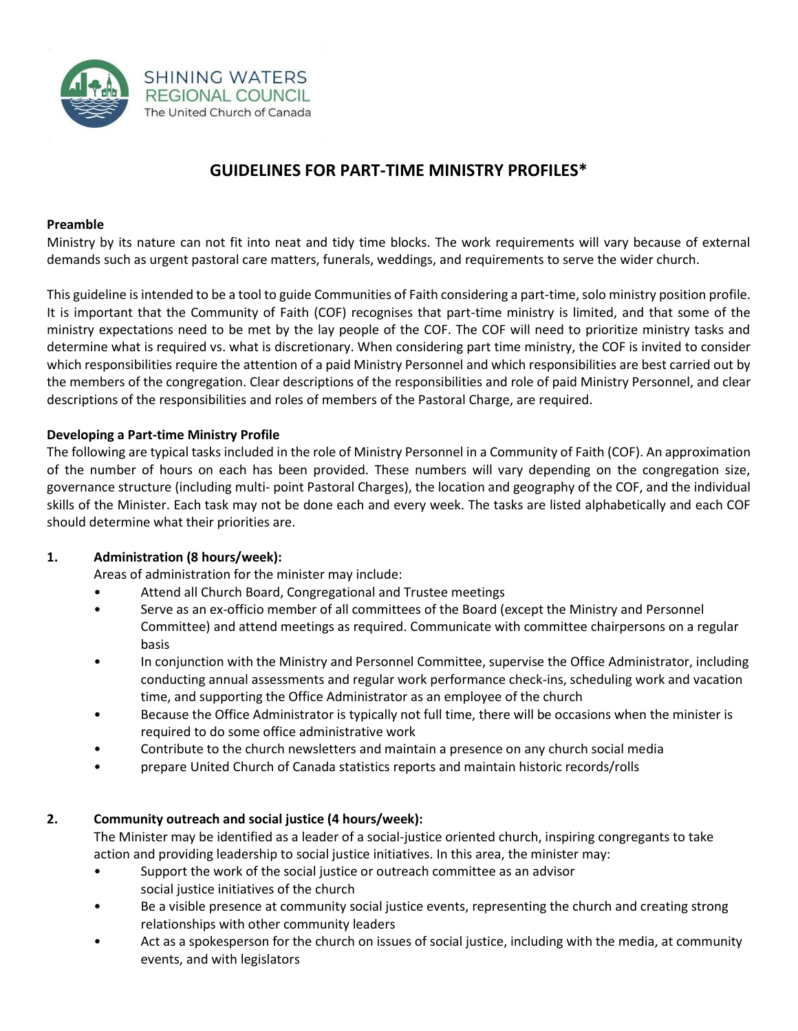SHINING WATERS
REGIONAL COUNCIL
The United Church of Canada

# GUIDELINES FOR PART-TIME MINISTRY PROFILES*

**Preamble**

Ministry by its nature can not fit into neat and tidy time blocks. The work requirements will vary because of external demands such as urgent pastoral care matters, funerals, weddings, and requirements to serve the wider church.

This guideline is intended to be a tool to guide Communities of Faith considering a part-time, solo ministry position profile. It is important that the Community of Faith (COF) recognises that part-time ministry is limited, and that some of the ministry expectations need to be met by the lay people of the COF. The COF will need to prioritize ministry tasks and determine what is required vs. what is discretionary. When considering part time ministry, the COF is invited to consider which responsibilities require the attention of a paid Ministry Personnel and which responsibilities are best carried out by the members of the congregation. Clear descriptions of the responsibilities and role of paid Ministry Personnel, and clear descriptions of the responsibilities and roles of members of the Pastoral Charge, are required.

**Developing a Part-time Ministry Profile**

The following are typical tasks included in the role of Ministry Personnel in a Community of Faith (COF). An approximation of the number of hours on each has been provided. These numbers will vary depending on the congregation size, governance structure (including multi- point Pastoral Charges), the location and geography of the COF, and the individual skills of the Minister. Each task may not be done each and every week. The tasks are listed alphabetically and each COF should determine what their priorities are.

1. **Administration (8 hours/week):**

   Areas of administration for the minister may include:
   - Attend all Church Board, Congregational and Trustee meetings
   - Serve as an ex-officio member of all committees of the Board (except the Ministry and Personnel Committee) and attend meetings as required. Communicate with committee chairpersons on a regular basis
   - In conjunction with the Ministry and Personnel Committee, supervise the Office Administrator, including conducting annual assessments and regular work performance check-ins, scheduling work and vacation time, and supporting the Office Administrator as an employee of the church
   - Because the Office Administrator is typically not full time, there will be occasions when the minister is required to do some office administrative work
   - Contribute to the church newsletters and maintain a presence on any church social media
   - prepare United Church of Canada statistics reports and maintain historic records/rolls

2. **Community outreach and social justice (4 hours/week):**

   The Minister may be identified as a leader of a social-justice oriented church, inspiring congregants to take action and providing leadership to social justice initiatives. In this area, the minister may:
   - Support the work of the social justice or outreach committee as an advisor social justice initiatives of the church
   - Be a visible presence at community social justice events, representing the church and creating strong relationships with other community leaders
   - Act as a spokesperson for the church on issues of social justice, including with the media, at community events, and with legislators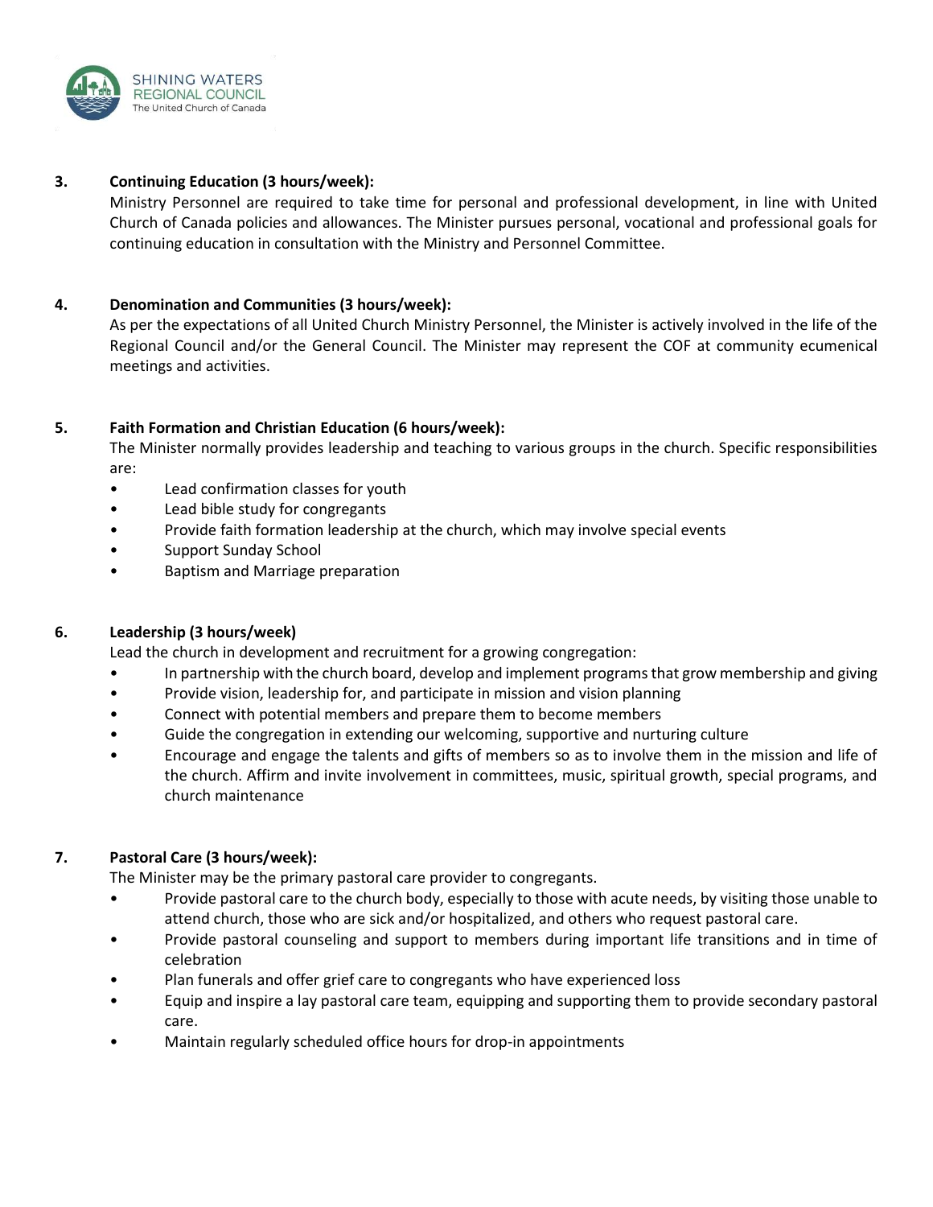**3. Continuing Education (3 hours/week):**

Ministry Personnel are required to take time for personal and professional development, in line with United Church of Canada policies and allowances. The Minister pursues personal, vocational and professional goals for continuing education in consultation with the Ministry and Personnel Committee.

**4. Denomination and Communities (3 hours/week):**

As per the expectations of all United Church Ministry Personnel, the Minister is actively involved in the life of the Regional Council and/or the General Council. The Minister may represent the COF at community ecumenical meetings and activities.

**5. Faith Formation and Christian Education (6 hours/week):**

The Minister normally provides leadership and teaching to various groups in the church. Specific responsibilities are:

- Lead confirmation classes for youth
- Lead bible study for congregants
- Provide faith formation leadership at the church, which may involve special events
- Support Sunday School
- Baptism and Marriage preparation

**6. Leadership (3 hours/week)**

Lead the church in development and recruitment for a growing congregation:

- In partnership with the church board, develop and implement programs that grow membership and giving
- Provide vision, leadership for, and participate in mission and vision planning
- Connect with potential members and prepare them to become members
- Guide the congregation in extending our welcoming, supportive and nurturing culture
- Encourage and engage the talents and gifts of members so as to involve them in the mission and life of the church. Affirm and invite involvement in committees, music, spiritual growth, special programs, and church maintenance

**7. Pastoral Care (3 hours/week):**

The Minister may be the primary pastoral care provider to congregants.

- Provide pastoral care to the church body, especially to those with acute needs, by visiting those unable to attend church, those who are sick and/or hospitalized, and others who request pastoral care.
- Provide pastoral counseling and support to members during important life transitions and in time of celebration
- Plan funerals and offer grief care to congregants who have experienced loss
- Equip and inspire a lay pastoral care team, equipping and supporting them to provide secondary pastoral care.
- Maintain regularly scheduled office hours for drop-in appointments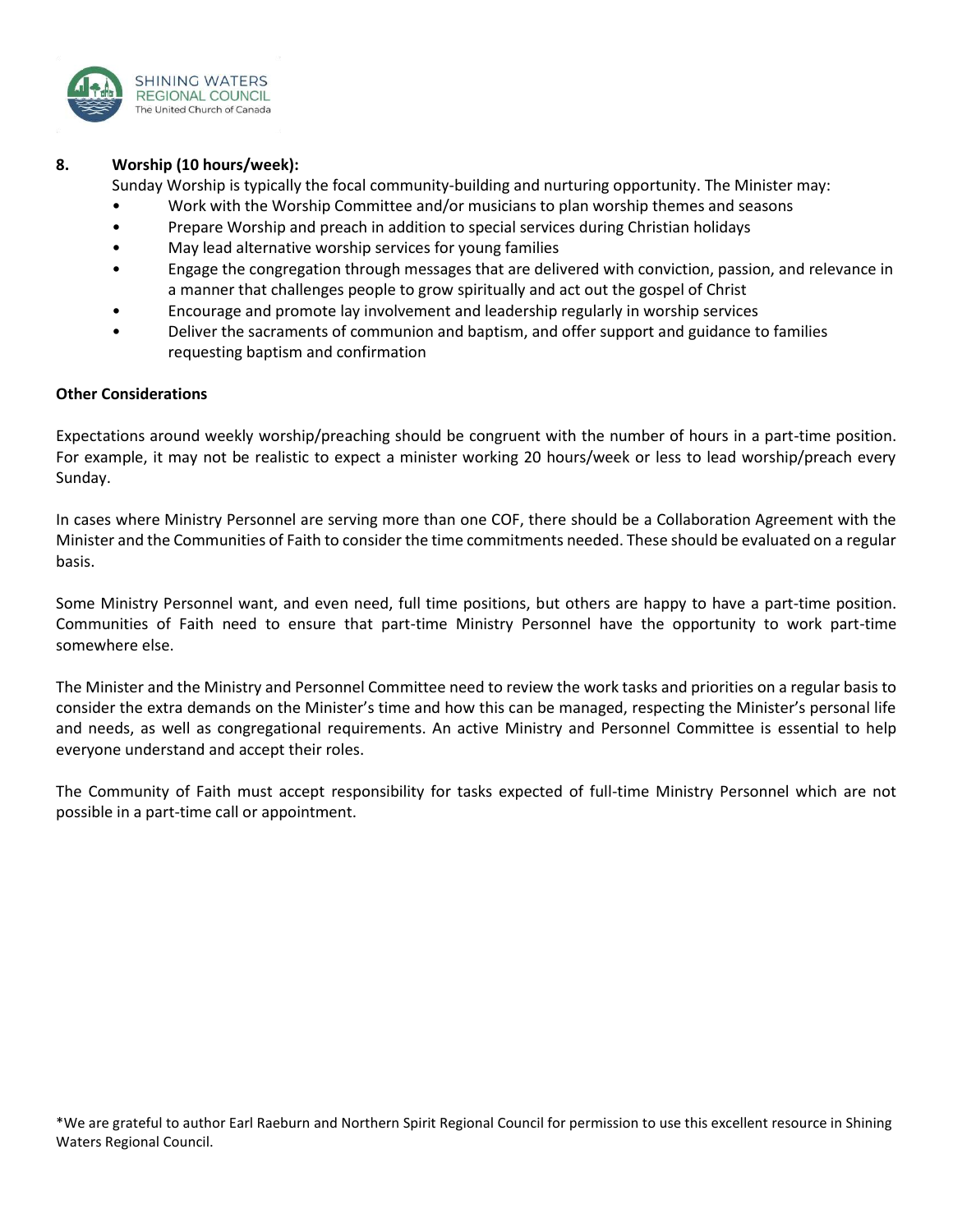**8. Worship (10 hours/week):**

Sunday Worship is typically the focal community-building and nurturing opportunity. The Minister may:

- Work with the Worship Committee and/or musicians to plan worship themes and seasons
- Prepare Worship and preach in addition to special services during Christian holidays
- May lead alternative worship services for young families
- Engage the congregation through messages that are delivered with conviction, passion, and relevance in a manner that challenges people to grow spiritually and act out the gospel of Christ
- Encourage and promote lay involvement and leadership regularly in worship services
- Deliver the sacraments of communion and baptism, and offer support and guidance to families requesting baptism and confirmation

**Other Considerations**

Expectations around weekly worship/preaching should be congruent with the number of hours in a part-time position. For example, it may not be realistic to expect a minister working 20 hours/week or less to lead worship/preach every Sunday.

In cases where Ministry Personnel are serving more than one COF, there should be a Collaboration Agreement with the Minister and the Communities of Faith to consider the time commitments needed. These should be evaluated on a regular basis.

Some Ministry Personnel want, and even need, full time positions, but others are happy to have a part-time position. Communities of Faith need to ensure that part-time Ministry Personnel have the opportunity to work part-time somewhere else.

The Minister and the Ministry and Personnel Committee need to review the work tasks and priorities on a regular basis to consider the extra demands on the Minister's time and how this can be managed, respecting the Minister's personal life and needs, as well as congregational requirements. An active Ministry and Personnel Committee is essential to help everyone understand and accept their roles.

The Community of Faith must accept responsibility for tasks expected of full-time Ministry Personnel which are not possible in a part-time call or appointment.

*We are grateful to author Earl Raeburn and Northern Spirit Regional Council for permission to use this excellent resource in Shining Waters Regional Council.